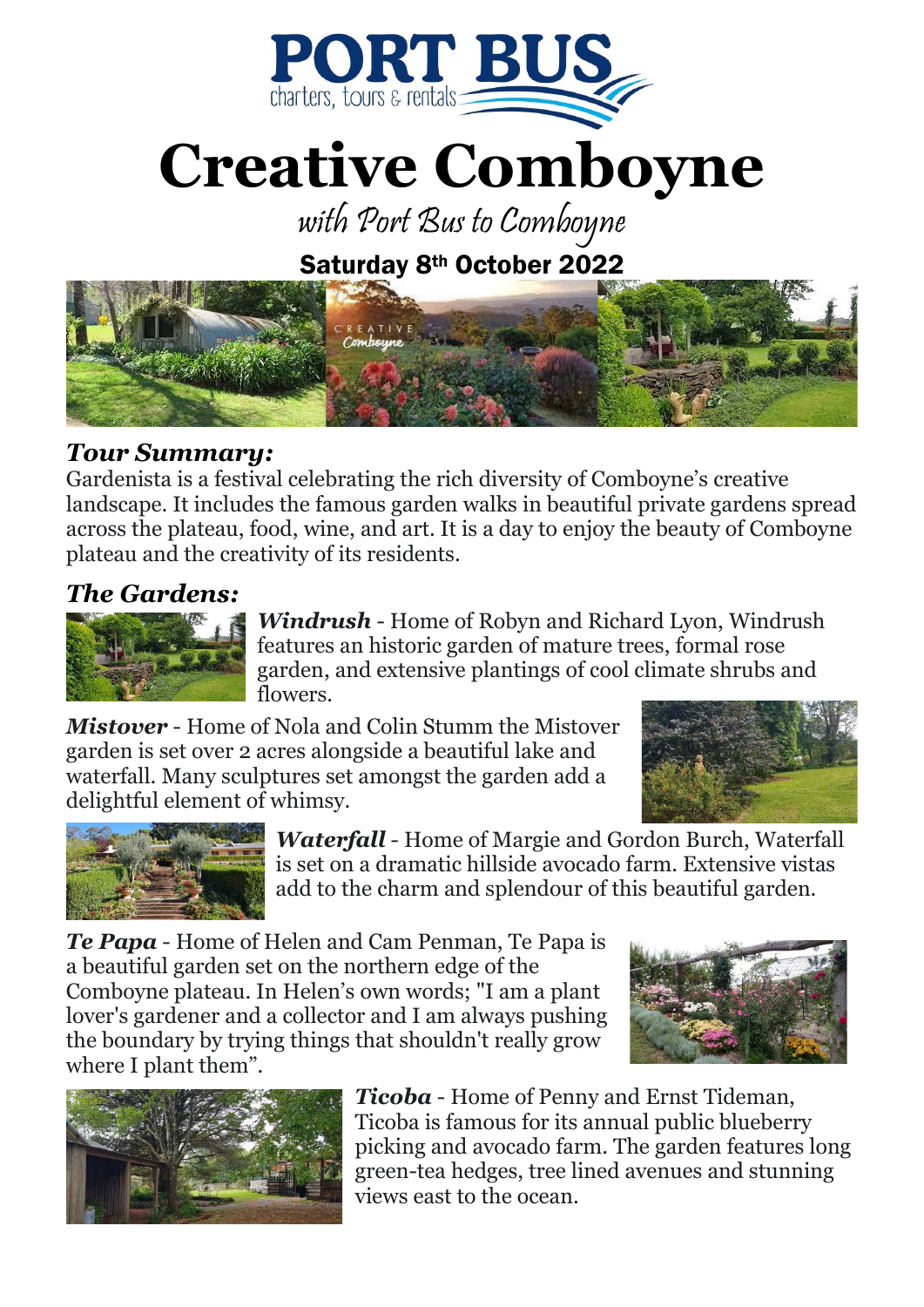PORT BUS
charters, tours & rentals

# Creative Comboyne

*with Port Bus to Comboyne*

**Saturday 8th October 2022**

## *Tour Summary:*

Gardenista is a festival celebrating the rich diversity of Comboyne's creative landscape. It includes the famous garden walks in beautiful private gardens spread across the plateau, food, wine, and art. It is a day to enjoy the beauty of Comboyne plateau and the creativity of its residents.

## *The Gardens:*

***Windrush*** - Home of Robyn and Richard Lyon, Windrush features an historic garden of mature trees, formal rose garden, and extensive plantings of cool climate shrubs and flowers.

***Mistover*** - Home of Nola and Colin Stumm the Mistover garden is set over 2 acres alongside a beautiful lake and waterfall. Many sculptures set amongst the garden add a delightful element of whimsy.

***Waterfall*** - Home of Margie and Gordon Burch, Waterfall is set on a dramatic hillside avocado farm. Extensive vistas add to the charm and splendour of this beautiful garden.

***Te Papa*** - Home of Helen and Cam Penman, Te Papa is a beautiful garden set on the northern edge of the Comboyne plateau. In Helen's own words; "I am a plant lover's gardener and a collector and I am always pushing the boundary by trying things that shouldn't really grow where I plant them".

***Ticoba*** - Home of Penny and Ernst Tideman, Ticoba is famous for its annual public blueberry picking and avocado farm. The garden features long green-tea hedges, tree lined avenues and stunning views east to the ocean.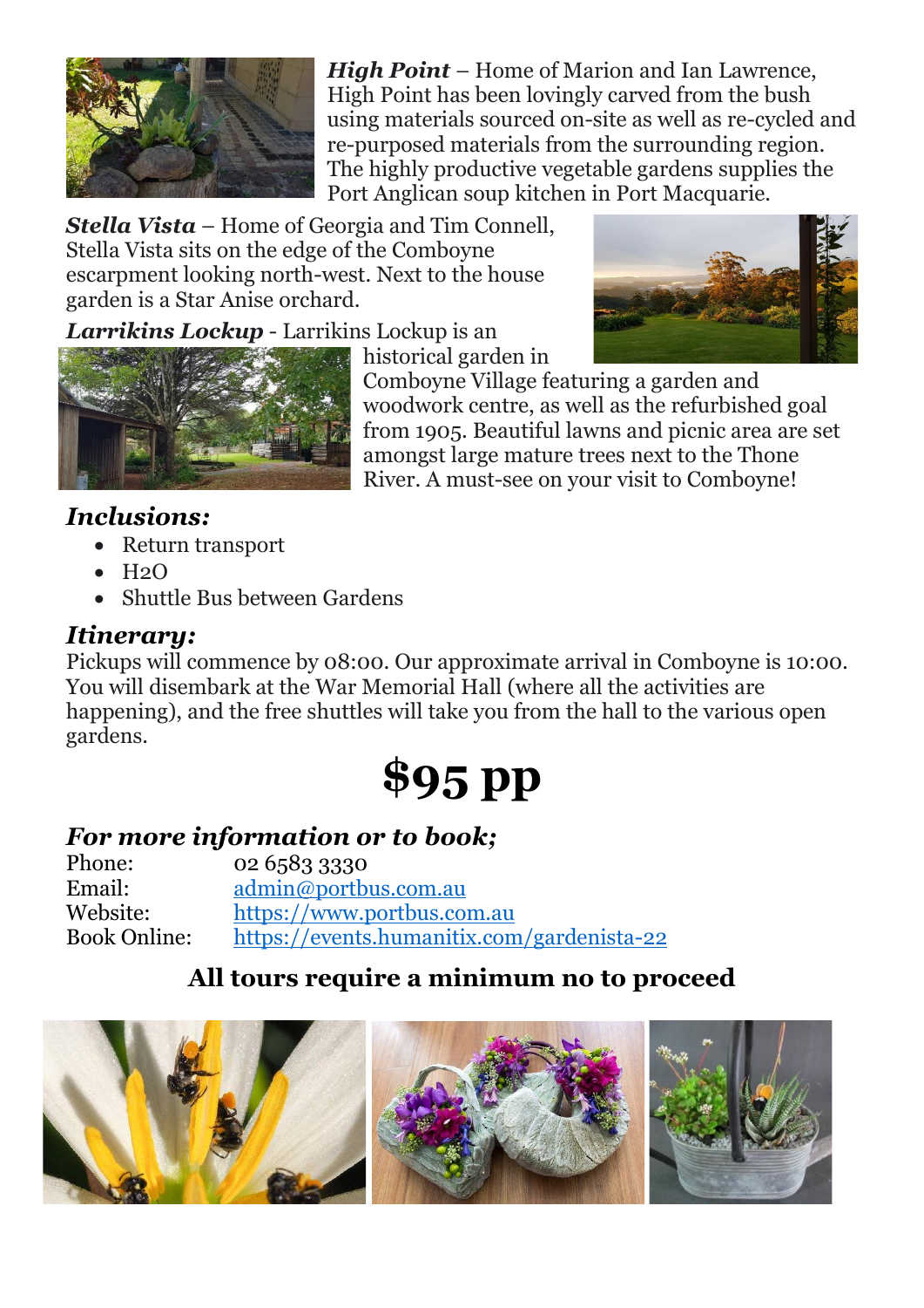***High Point*** – Home of Marion and Ian Lawrence, High Point has been lovingly carved from the bush using materials sourced on-site as well as re-cycled and re-purposed materials from the surrounding region. The highly productive vegetable gardens supplies the Port Anglican soup kitchen in Port Macquarie.

***Stella Vista*** – Home of Georgia and Tim Connell, Stella Vista sits on the edge of the Comboyne escarpment looking north-west. Next to the house garden is a Star Anise orchard.

***Larrikins Lockup*** - Larrikins Lockup is an historical garden in Comboyne Village featuring a garden and woodwork centre, as well as the refurbished goal from 1905. Beautiful lawns and picnic area are set amongst large mature trees next to the Thone River. A must-see on your visit to Comboyne!

## *Inclusions:*

- Return transport
- H2O
- Shuttle Bus between Gardens

## *Itinerary:*

Pickups will commence by 08:00. Our approximate arrival in Comboyne is 10:00. You will disembark at the War Memorial Hall (where all the activities are happening), and the free shuttles will take you from the hall to the various open gardens.

# $95 pp

## *For more information or to book;*

| | |
|---|---|
| Phone: | 02 6583 3330 |
| Email: | admin@portbus.com.au |
| Website: | https://www.portbus.com.au |
| Book Online: | https://events.humanitix.com/gardenista-22 |

**All tours require a minimum no to proceed**